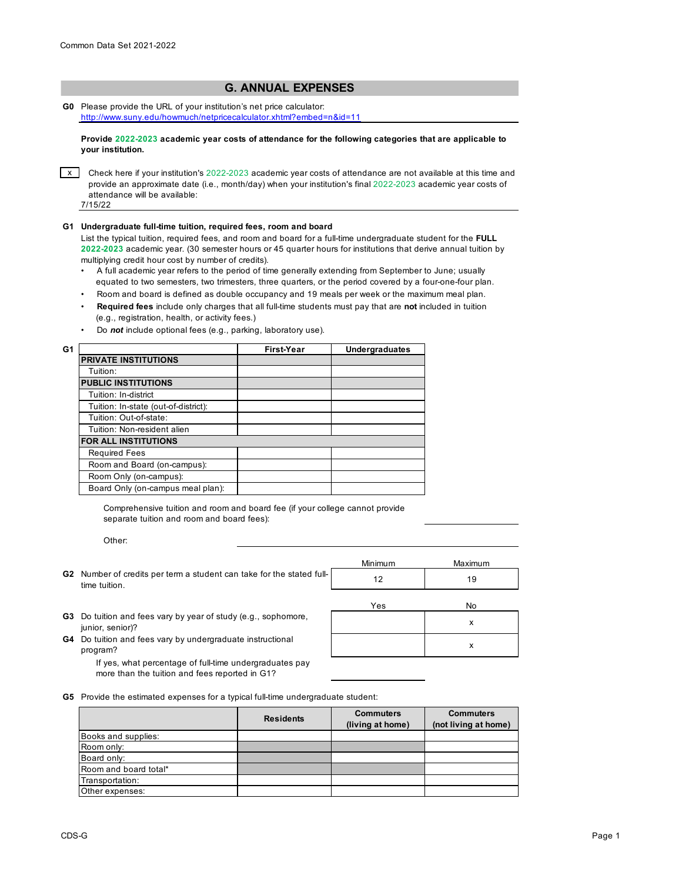Common Data Set 2021-2022

## G. ANNUAL EXPENSES

**G0** Please provide the URL of your institution's net price calculator:
http://www.suny.edu/howmuch/netpricecalculator.xhtml?embed=n&id=11

**Provide 2022-2023 academic year costs of attendance for the following categories that are applicable to your institution.**

[x] Check here if your institution's 2022-2023 academic year costs of attendance are not available at this time and provide an approximate date (i.e., month/day) when your institution's final 2022-2023 academic year costs of attendance will be available:
7/15/22

**G1 Undergraduate full-time tuition, required fees, room and board**
List the typical tuition, required fees, and room and board for a full-time undergraduate student for the **FULL 2022-2023** academic year. (30 semester hours or 45 quarter hours for institutions that derive annual tuition by multiplying credit hour cost by number of credits).

- A full academic year refers to the period of time generally extending from September to June; usually equated to two semesters, two trimesters, three quarters, or the period covered by a four-one-four plan.
- Room and board is defined as double occupancy and 19 meals per week or the maximum meal plan.
- **Required fees** include only charges that all full-time students must pay that are **not** included in tuition (e.g., registration, health, or activity fees.)
- Do ***not*** include optional fees (e.g., parking, laboratory use).

| G1 | First-Year | Undergraduates |
|---|---|---|
| **PRIVATE INSTITUTIONS** | | |
| Tuition: | | |
| **PUBLIC INSTITUTIONS** | | |
| Tuition: In-district | | |
| Tuition: In-state (out-of-district): | | |
| Tuition: Out-of-state: | | |
| Tuition: Non-resident alien | | |
| **FOR ALL INSTITUTIONS** | | |
| Required Fees | | |
| Room and Board (on-campus): | | |
| Room Only (on-campus): | | |
| Board Only (on-campus meal plan): | | |

Comprehensive tuition and room and board fee (if your college cannot provide separate tuition and room and board fees):

Other:

| | Minimum | Maximum |
|---|---|---|
| **G2** Number of credits per term a student can take for the stated full-time tuition. | 12 | 19 |

| | Yes | No |
|---|---|---|
| **G3** Do tuition and fees vary by year of study (e.g., sophomore, junior, senior)? | | x |
| **G4** Do tuition and fees vary by undergraduate instructional program? | | x |
| If yes, what percentage of full-time undergraduates pay more than the tuition and fees reported in G1? | | |

**G5** Provide the estimated expenses for a typical full-time undergraduate student:

| | Residents | Commuters (living at home) | Commuters (not living at home) |
|---|---|---|---|
| Books and supplies: | | | |
| Room only: | | | |
| Board only: | | | |
| Room and board total* | | | |
| Transportation: | | | |
| Other expenses: | | | |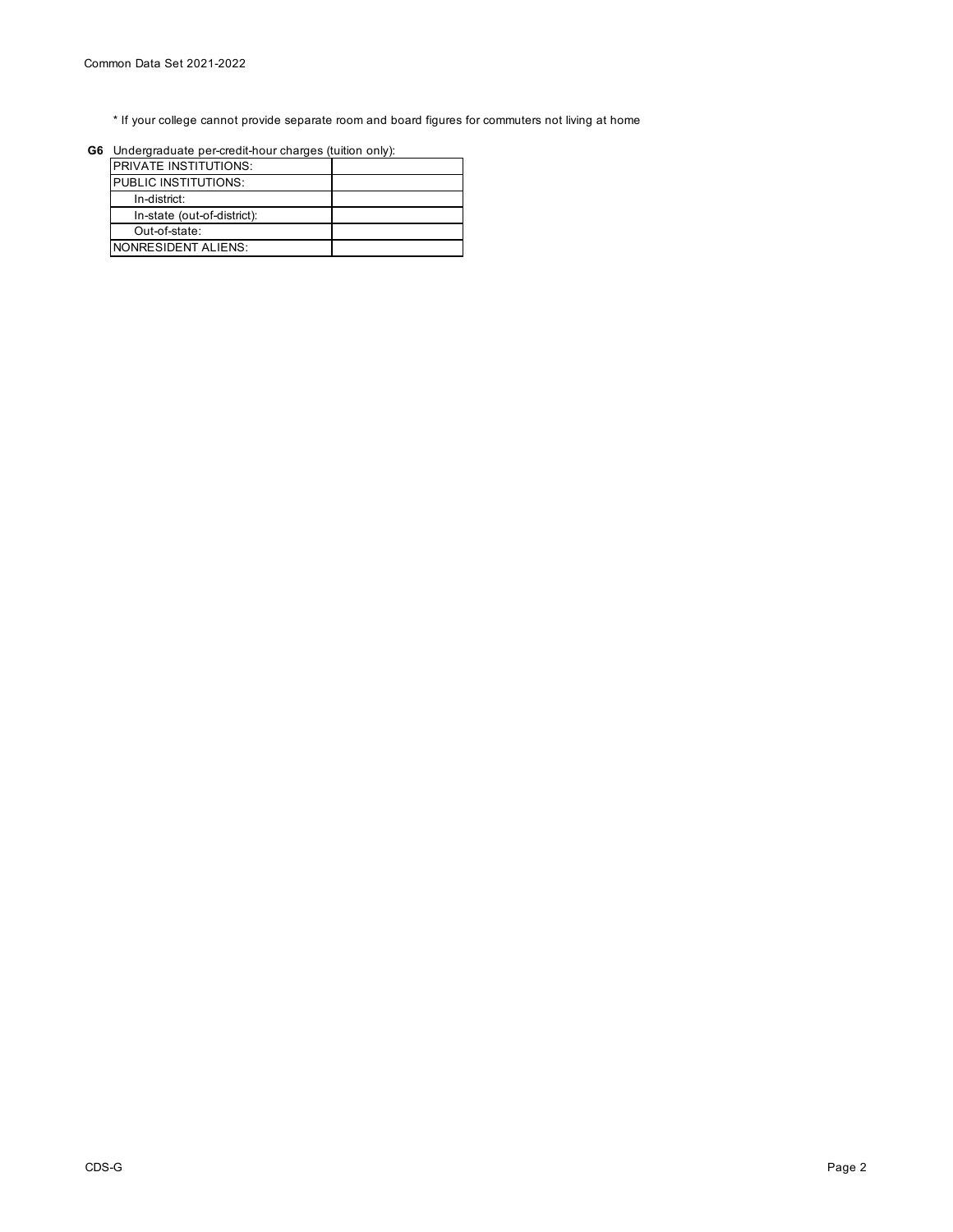* If your college cannot provide separate room and board figures for commuters not living at home

**G6** Undergraduate per-credit-hour charges (tuition only):

| | |
|---|---|
| PRIVATE INSTITUTIONS: | |
| PUBLIC INSTITUTIONS: | |
| In-district: | |
| In-state (out-of-district): | |
| Out-of-state: | |
| NONRESIDENT ALIENS: | |